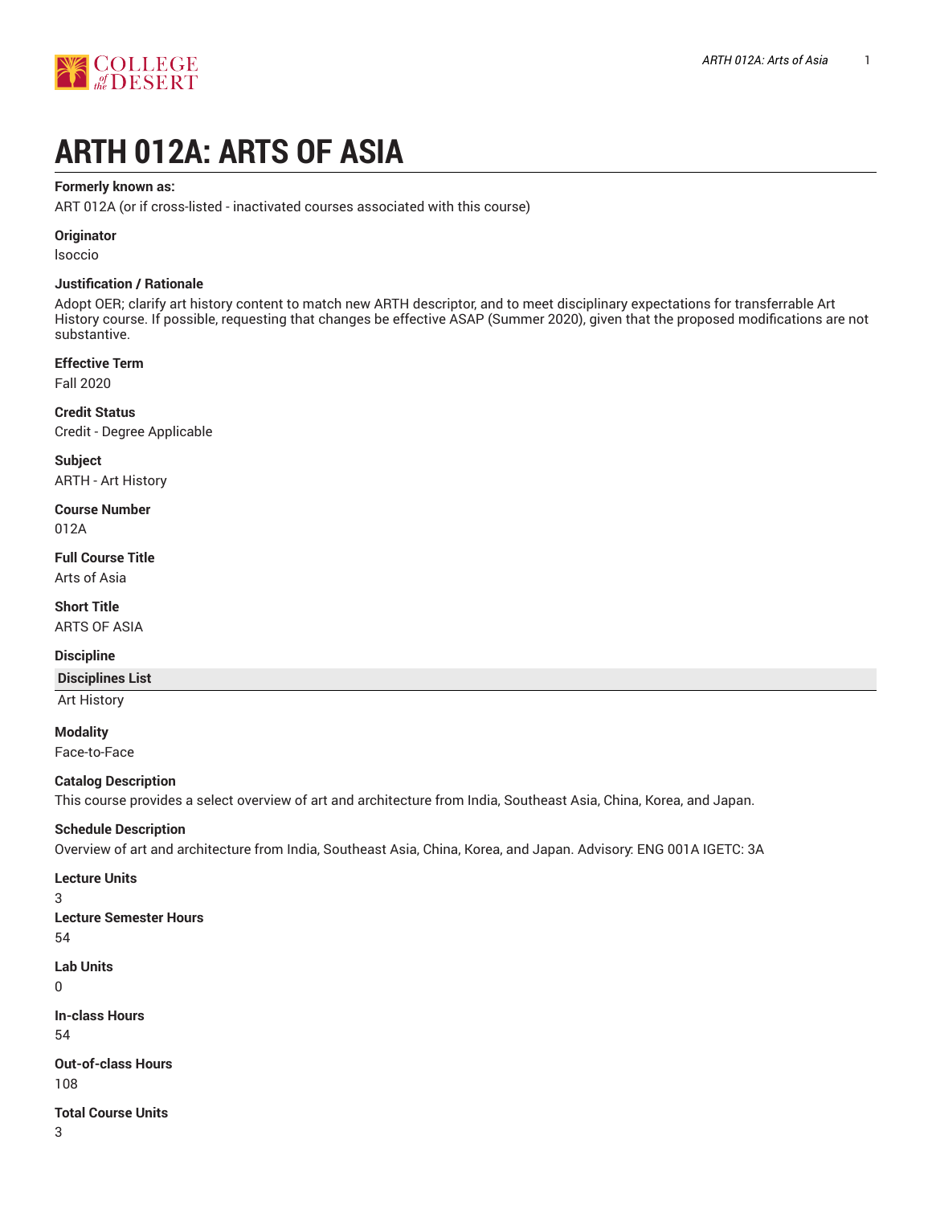# ARTH 012A: ARTS OF ASIA

**Formerly known as:**

ART 012A (or if cross-listed - inactivated courses associated with this course)

**Originator**

lsoccio

**Justification / Rationale**

Adopt OER; clarify art history content to match new ARTH descriptor, and to meet disciplinary expectations for transferrable Art History course. If possible, requesting that changes be effective ASAP (Summer 2020), given that the proposed modifications are not substantive.

**Effective Term**

Fall 2020

**Credit Status**

Credit - Degree Applicable

**Subject**

ARTH - Art History

**Course Number**

012A

**Full Course Title**

Arts of Asia

**Short Title**

ARTS OF ASIA

**Discipline**

| Disciplines List |
| --- |
| Art History |

**Modality**

Face-to-Face

**Catalog Description**

This course provides a select overview of art and architecture from India, Southeast Asia, China, Korea, and Japan.

**Schedule Description**

Overview of art and architecture from India, Southeast Asia, China, Korea, and Japan. Advisory: ENG 001A IGETC: 3A

**Lecture Units**

3

**Lecture Semester Hours**

54

**Lab Units**

0

**In-class Hours**

54

**Out-of-class Hours**

108

**Total Course Units**

3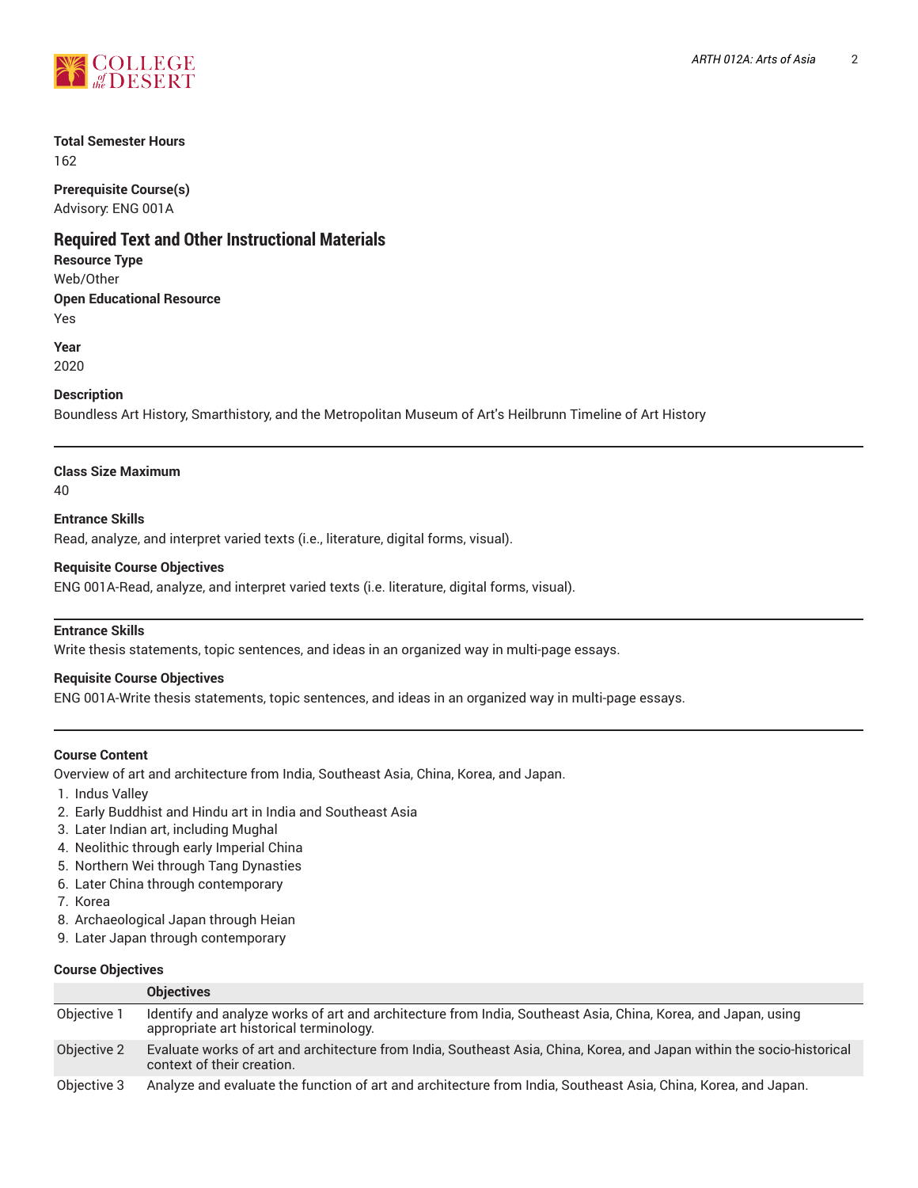**Total Semester Hours**
162

**Prerequisite Course(s)**
Advisory: ENG 001A

## Required Text and Other Instructional Materials

**Resource Type**
Web/Other

**Open Educational Resource**
Yes

**Year**
2020

**Description**
Boundless Art History, Smarthistory, and the Metropolitan Museum of Art's Heilbrunn Timeline of Art History

---

**Class Size Maximum**
40

**Entrance Skills**
Read, analyze, and interpret varied texts (i.e., literature, digital forms, visual).

**Requisite Course Objectives**
ENG 001A-Read, analyze, and interpret varied texts (i.e. literature, digital forms, visual).

---

**Entrance Skills**
Write thesis statements, topic sentences, and ideas in an organized way in multi-page essays.

**Requisite Course Objectives**
ENG 001A-Write thesis statements, topic sentences, and ideas in an organized way in multi-page essays.

---

**Course Content**
Overview of art and architecture from India, Southeast Asia, China, Korea, and Japan.

1. Indus Valley
2. Early Buddhist and Hindu art in India and Southeast Asia
3. Later Indian art, including Mughal
4. Neolithic through early Imperial China
5. Northern Wei through Tang Dynasties
6. Later China through contemporary
7. Korea
8. Archaeological Japan through Heian
9. Later Japan through contemporary

**Course Objectives**

| | Objectives |
|---|---|
| Objective 1 | Identify and analyze works of art and architecture from India, Southeast Asia, China, Korea, and Japan, using appropriate art historical terminology. |
| Objective 2 | Evaluate works of art and architecture from India, Southeast Asia, China, Korea, and Japan within the socio-historical context of their creation. |
| Objective 3 | Analyze and evaluate the function of art and architecture from India, Southeast Asia, China, Korea, and Japan. |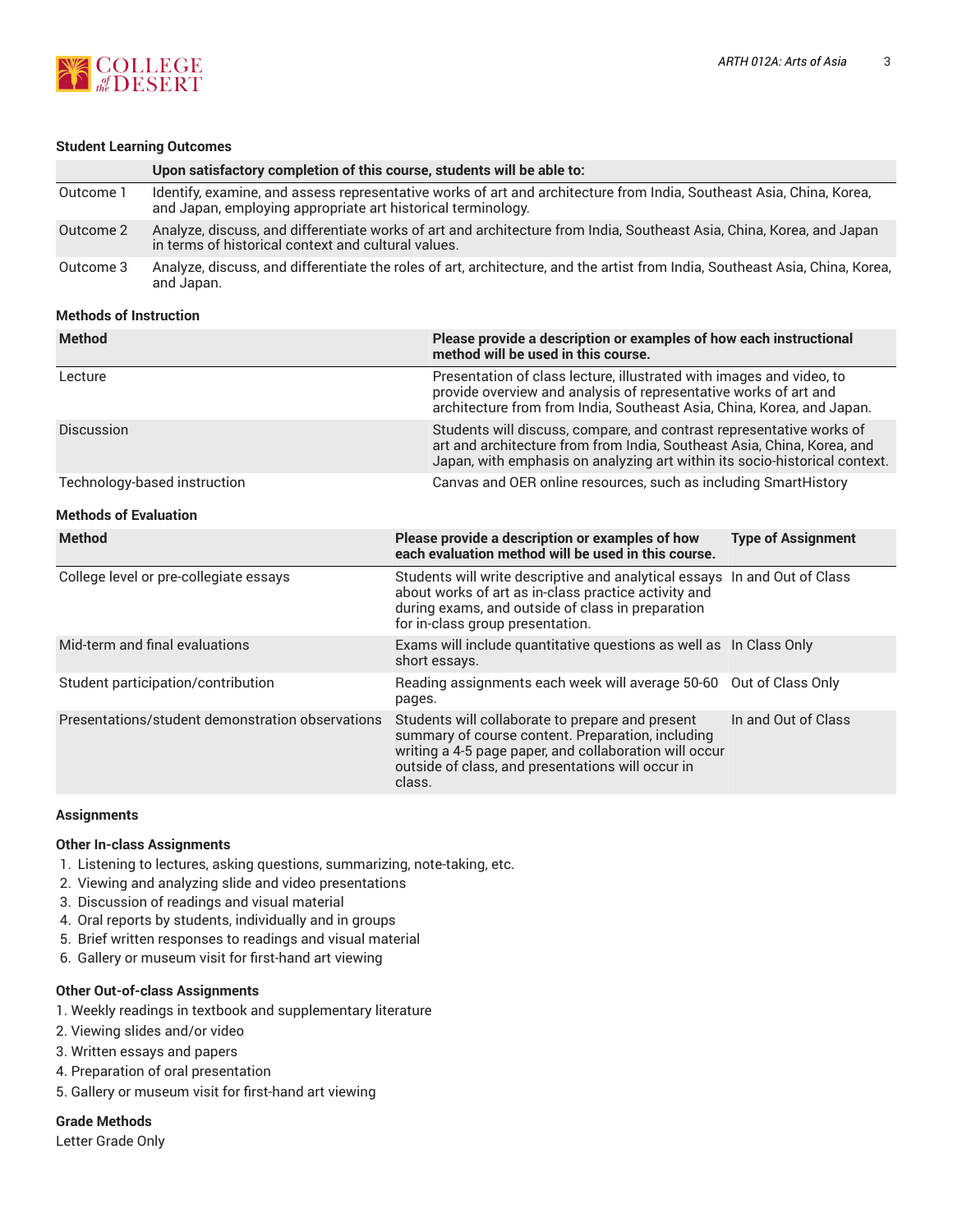#### Student Learning Outcomes

| | Upon satisfactory completion of this course, students will be able to: |
|---|---|
| Outcome 1 | Identify, examine, and assess representative works of art and architecture from India, Southeast Asia, China, Korea, and Japan, employing appropriate art historical terminology. |
| Outcome 2 | Analyze, discuss, and differentiate works of art and architecture from India, Southeast Asia, China, Korea, and Japan in terms of historical context and cultural values. |
| Outcome 3 | Analyze, discuss, and differentiate the roles of art, architecture, and the artist from India, Southeast Asia, China, Korea, and Japan. |

#### Methods of Instruction

| Method | Please provide a description or examples of how each instructional method will be used in this course. |
|---|---|
| Lecture | Presentation of class lecture, illustrated with images and video, to provide overview and analysis of representative works of art and architecture from from India, Southeast Asia, China, Korea, and Japan. |
| Discussion | Students will discuss, compare, and contrast representative works of art and architecture from from India, Southeast Asia, China, Korea, and Japan, with emphasis on analyzing art within its socio-historical context. |
| Technology-based instruction | Canvas and OER online resources, such as including SmartHistory |

#### Methods of Evaluation

| Method | Please provide a description or examples of how each evaluation method will be used in this course. | Type of Assignment |
|---|---|---|
| College level or pre-collegiate essays | Students will write descriptive and analytical essays about works of art as in-class practice activity and during exams, and outside of class in preparation for in-class group presentation. | In and Out of Class |
| Mid-term and final evaluations | Exams will include quantitative questions as well as short essays. | In Class Only |
| Student participation/contribution | Reading assignments each week will average 50-60 pages. | Out of Class Only |
| Presentations/student demonstration observations | Students will collaborate to prepare and present summary of course content. Preparation, including writing a 4-5 page paper, and collaboration will occur outside of class, and presentations will occur in class. | In and Out of Class |

#### Assignments

##### Other In-class Assignments

1. Listening to lectures, asking questions, summarizing, note-taking, etc.
2. Viewing and analyzing slide and video presentations
3. Discussion of readings and visual material
4. Oral reports by students, individually and in groups
5. Brief written responses to readings and visual material
6. Gallery or museum visit for first-hand art viewing

##### Other Out-of-class Assignments

1. Weekly readings in textbook and supplementary literature
2. Viewing slides and/or video
3. Written essays and papers
4. Preparation of oral presentation
5. Gallery or museum visit for first-hand art viewing

#### Grade Methods

Letter Grade Only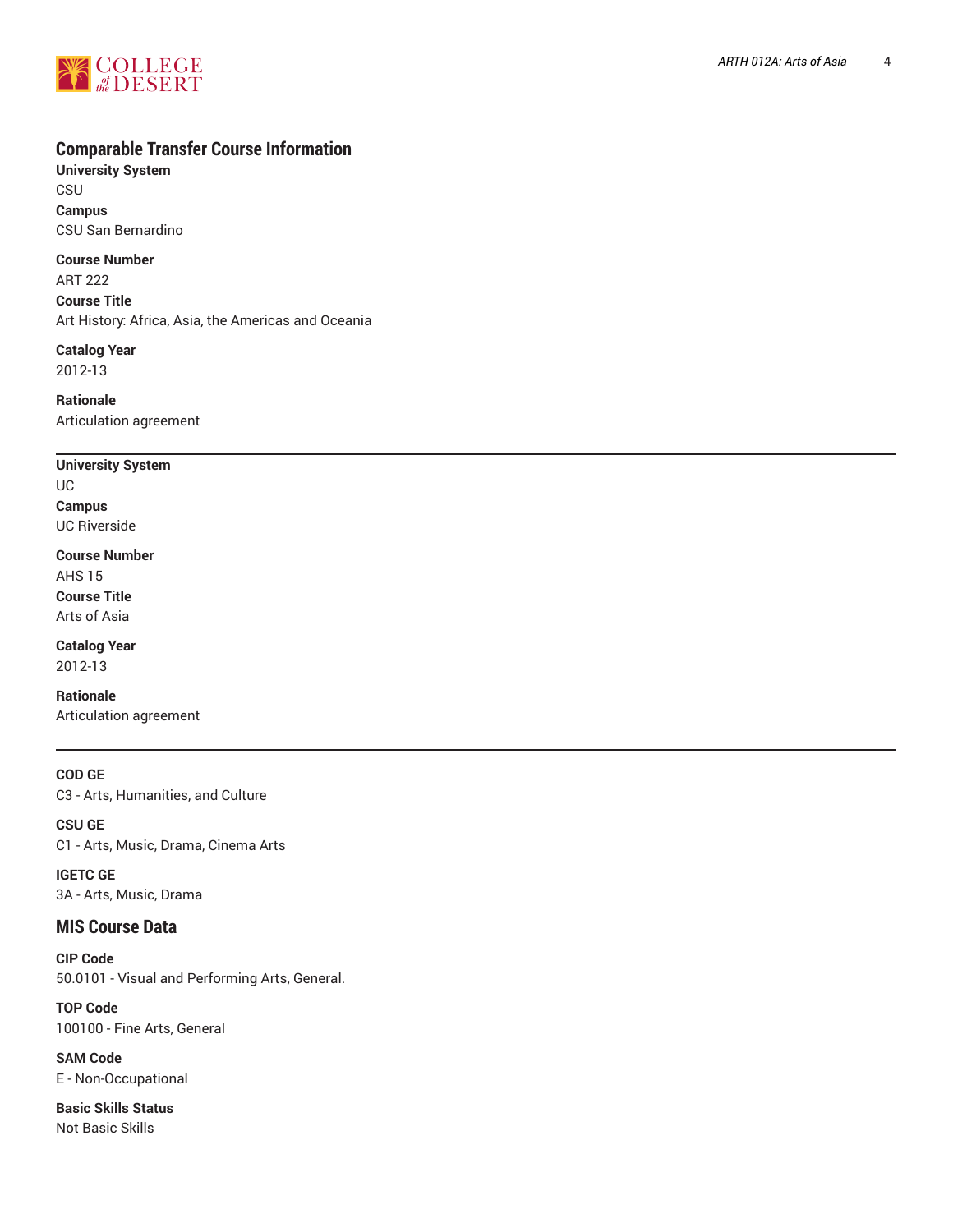## Comparable Transfer Course Information

**University System**
CSU

**Campus**
CSU San Bernardino

**Course Number**
ART 222

**Course Title**
Art History: Africa, Asia, the Americas and Oceania

**Catalog Year**
2012-13

**Rationale**
Articulation agreement

---

**University System**
UC

**Campus**
UC Riverside

**Course Number**
AHS 15

**Course Title**
Arts of Asia

**Catalog Year**
2012-13

**Rationale**
Articulation agreement

---

**COD GE**
C3 - Arts, Humanities, and Culture

**CSU GE**
C1 - Arts, Music, Drama, Cinema Arts

**IGETC GE**
3A - Arts, Music, Drama

## MIS Course Data

**CIP Code**
50.0101 - Visual and Performing Arts, General.

**TOP Code**
100100 - Fine Arts, General

**SAM Code**
E - Non-Occupational

**Basic Skills Status**
Not Basic Skills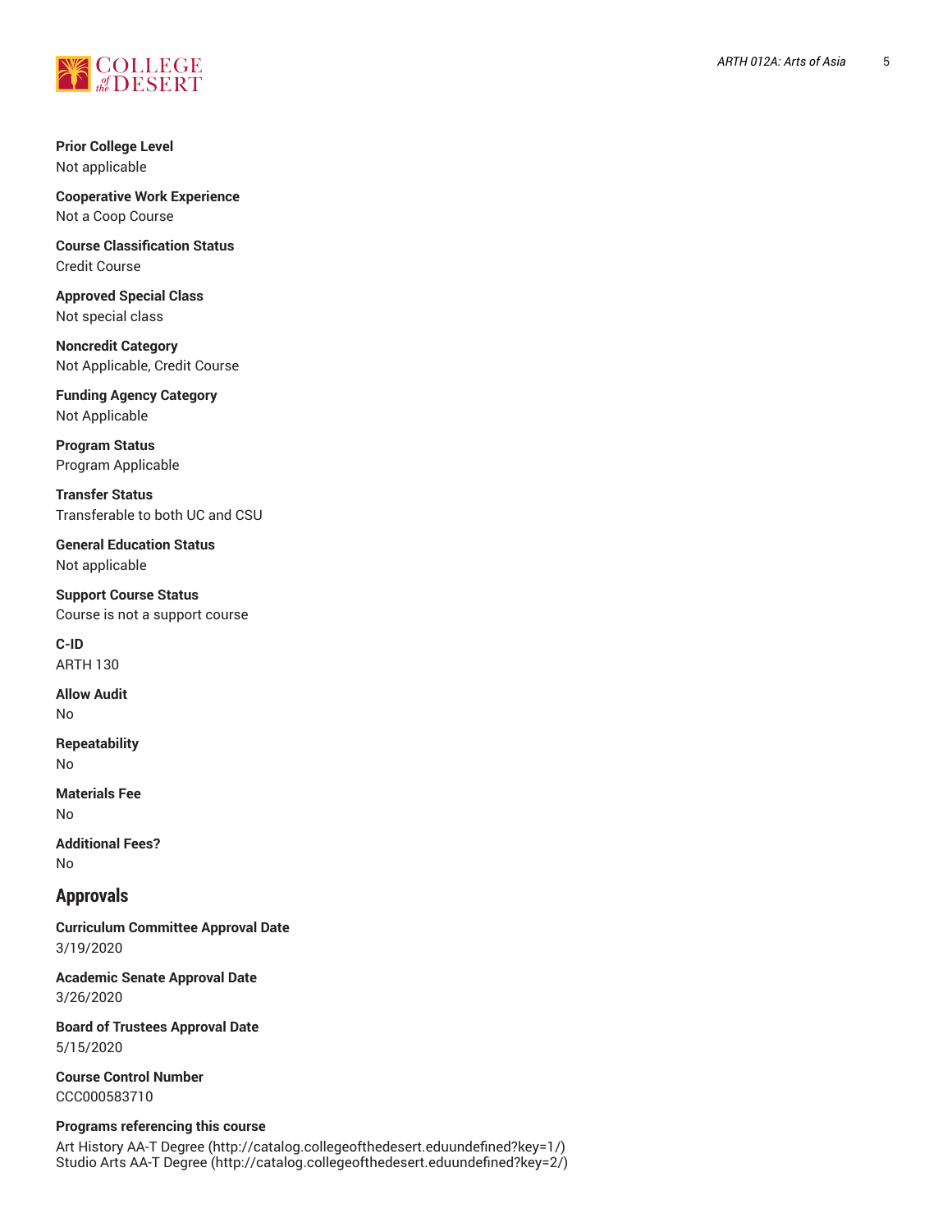**Prior College Level**
Not applicable

**Cooperative Work Experience**
Not a Coop Course

**Course Classification Status**
Credit Course

**Approved Special Class**
Not special class

**Noncredit Category**
Not Applicable, Credit Course

**Funding Agency Category**
Not Applicable

**Program Status**
Program Applicable

**Transfer Status**
Transferable to both UC and CSU

**General Education Status**
Not applicable

**Support Course Status**
Course is not a support course

**C-ID**
ARTH 130

**Allow Audit**
No

**Repeatability**
No

**Materials Fee**
No

**Additional Fees?**
No

## Approvals

**Curriculum Committee Approval Date**
3/19/2020

**Academic Senate Approval Date**
3/26/2020

**Board of Trustees Approval Date**
5/15/2020

**Course Control Number**
CCC000583710

**Programs referencing this course**
Art History AA-T Degree (http://catalog.collegeofthedesert.eduundefined?key=1/)
Studio Arts AA-T Degree (http://catalog.collegeofthedesert.eduundefined?key=2/)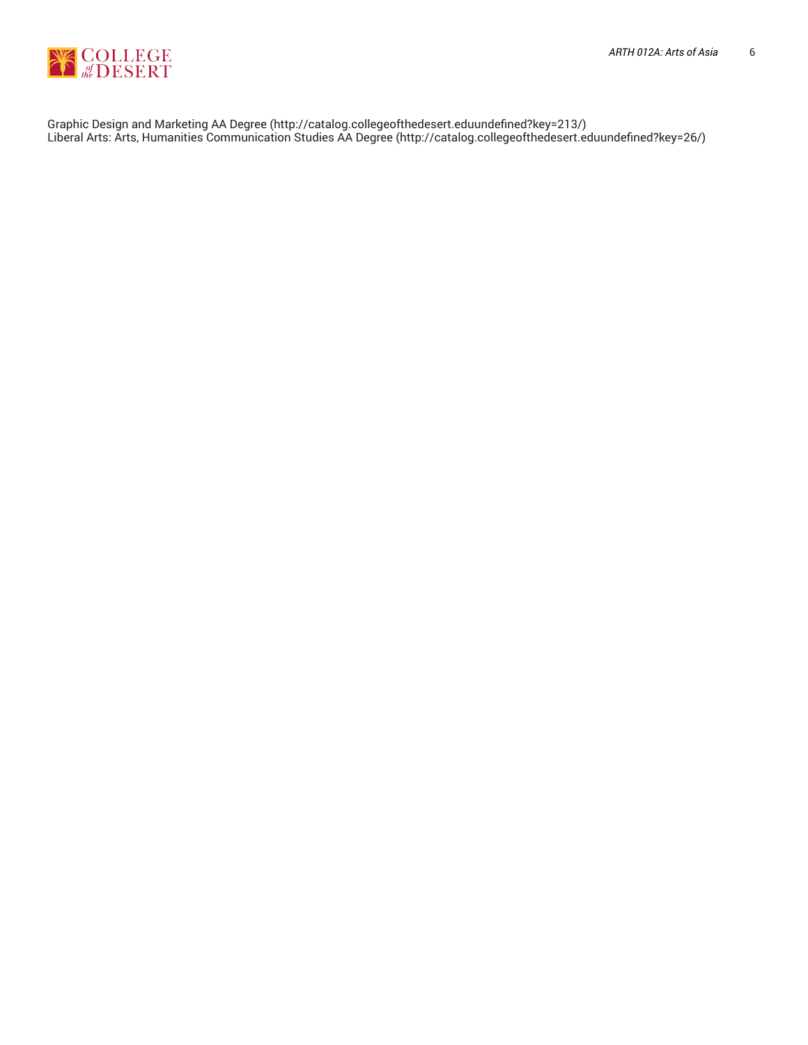Graphic Design and Marketing AA Degree (http://catalog.collegeofthedesert.eduundefined?key=213/)
Liberal Arts: Arts, Humanities Communication Studies AA Degree (http://catalog.collegeofthedesert.eduundefined?key=26/)